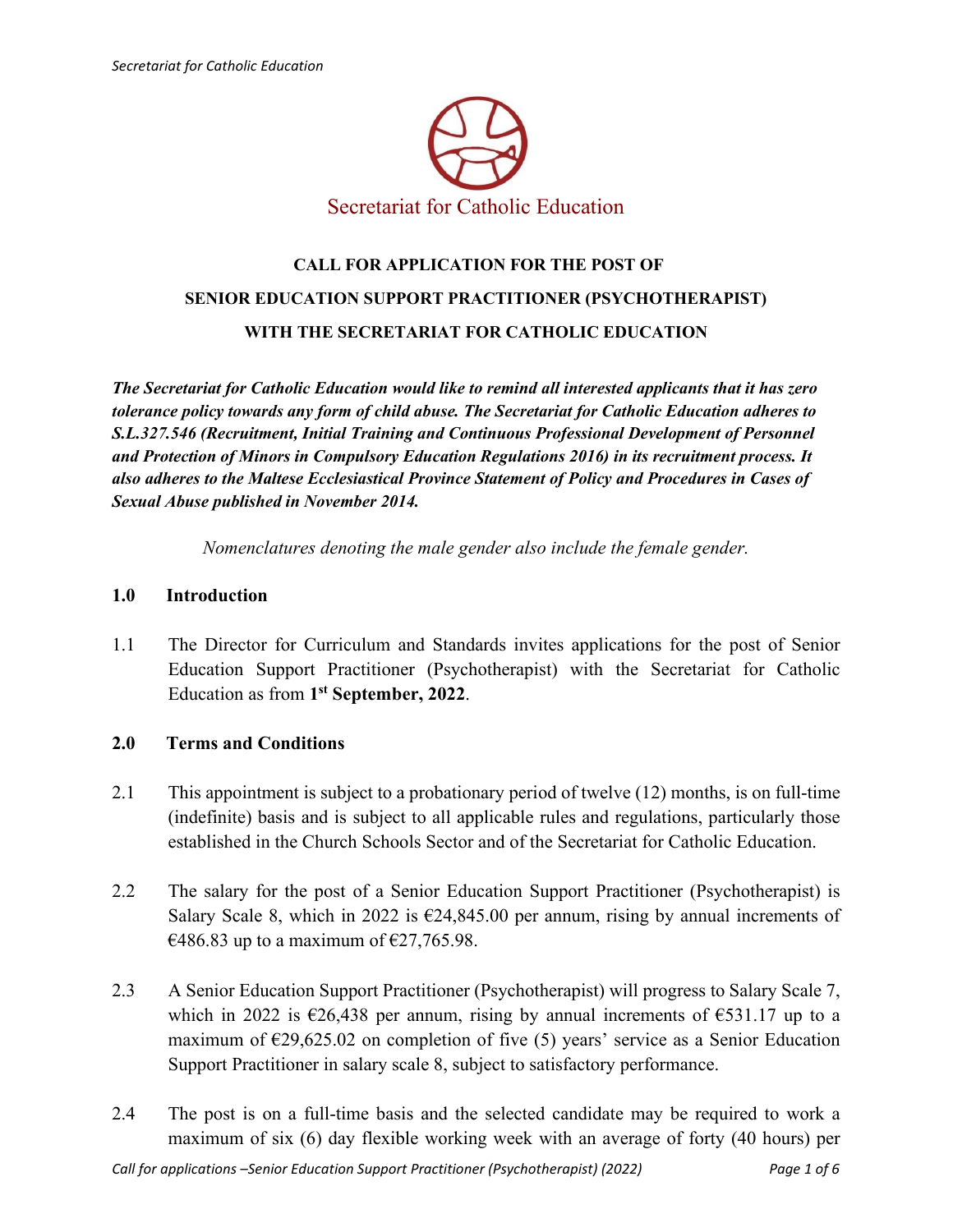Secretariat for Catholic Education

# CALL FOR APPLICATION FOR THE POST OF SENIOR EDUCATION SUPPORT PRACTITIONER (PSYCHOTHERAPIST) WITH THE SECRETARIAT FOR CATHOLIC EDUCATION

***The Secretariat for Catholic Education would like to remind all interested applicants that it has zero tolerance policy towards any form of child abuse. The Secretariat for Catholic Education adheres to S.L.327.546 (Recruitment, Initial Training and Continuous Professional Development of Personnel and Protection of Minors in Compulsory Education Regulations 2016) in its recruitment process. It also adheres to the Maltese Ecclesiastical Province Statement of Policy and Procedures in Cases of Sexual Abuse published in November 2014.***

*Nomenclatures denoting the male gender also include the female gender.*

## 1.0 Introduction

1.1 The Director for Curriculum and Standards invites applications for the post of Senior Education Support Practitioner (Psychotherapist) with the Secretariat for Catholic Education as from **1st September, 2022**.

## 2.0 Terms and Conditions

2.1 This appointment is subject to a probationary period of twelve (12) months, is on full-time (indefinite) basis and is subject to all applicable rules and regulations, particularly those established in the Church Schools Sector and of the Secretariat for Catholic Education.

2.2 The salary for the post of a Senior Education Support Practitioner (Psychotherapist) is Salary Scale 8, which in 2022 is €24,845.00 per annum, rising by annual increments of €486.83 up to a maximum of €27,765.98.

2.3 A Senior Education Support Practitioner (Psychotherapist) will progress to Salary Scale 7, which in 2022 is €26,438 per annum, rising by annual increments of €531.17 up to a maximum of €29,625.02 on completion of five (5) years' service as a Senior Education Support Practitioner in salary scale 8, subject to satisfactory performance.

2.4 The post is on a full-time basis and the selected candidate may be required to work a maximum of six (6) day flexible working week with an average of forty (40 hours) per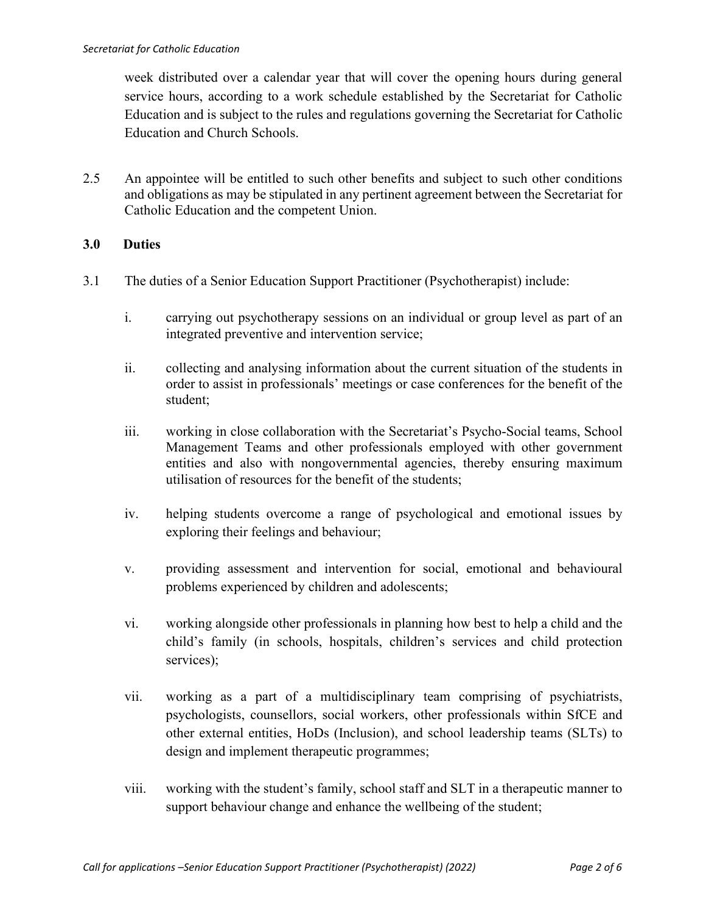week distributed over a calendar year that will cover the opening hours during general service hours, according to a work schedule established by the Secretariat for Catholic Education and is subject to the rules and regulations governing the Secretariat for Catholic Education and Church Schools.

2.5 An appointee will be entitled to such other benefits and subject to such other conditions and obligations as may be stipulated in any pertinent agreement between the Secretariat for Catholic Education and the competent Union.

## 3.0 Duties

3.1 The duties of a Senior Education Support Practitioner (Psychotherapist) include:

i. carrying out psychotherapy sessions on an individual or group level as part of an integrated preventive and intervention service;

ii. collecting and analysing information about the current situation of the students in order to assist in professionals' meetings or case conferences for the benefit of the student;

iii. working in close collaboration with the Secretariat's Psycho-Social teams, School Management Teams and other professionals employed with other government entities and also with nongovernmental agencies, thereby ensuring maximum utilisation of resources for the benefit of the students;

iv. helping students overcome a range of psychological and emotional issues by exploring their feelings and behaviour;

v. providing assessment and intervention for social, emotional and behavioural problems experienced by children and adolescents;

vi. working alongside other professionals in planning how best to help a child and the child's family (in schools, hospitals, children's services and child protection services);

vii. working as a part of a multidisciplinary team comprising of psychiatrists, psychologists, counsellors, social workers, other professionals within SfCE and other external entities, HoDs (Inclusion), and school leadership teams (SLTs) to design and implement therapeutic programmes;

viii. working with the student's family, school staff and SLT in a therapeutic manner to support behaviour change and enhance the wellbeing of the student;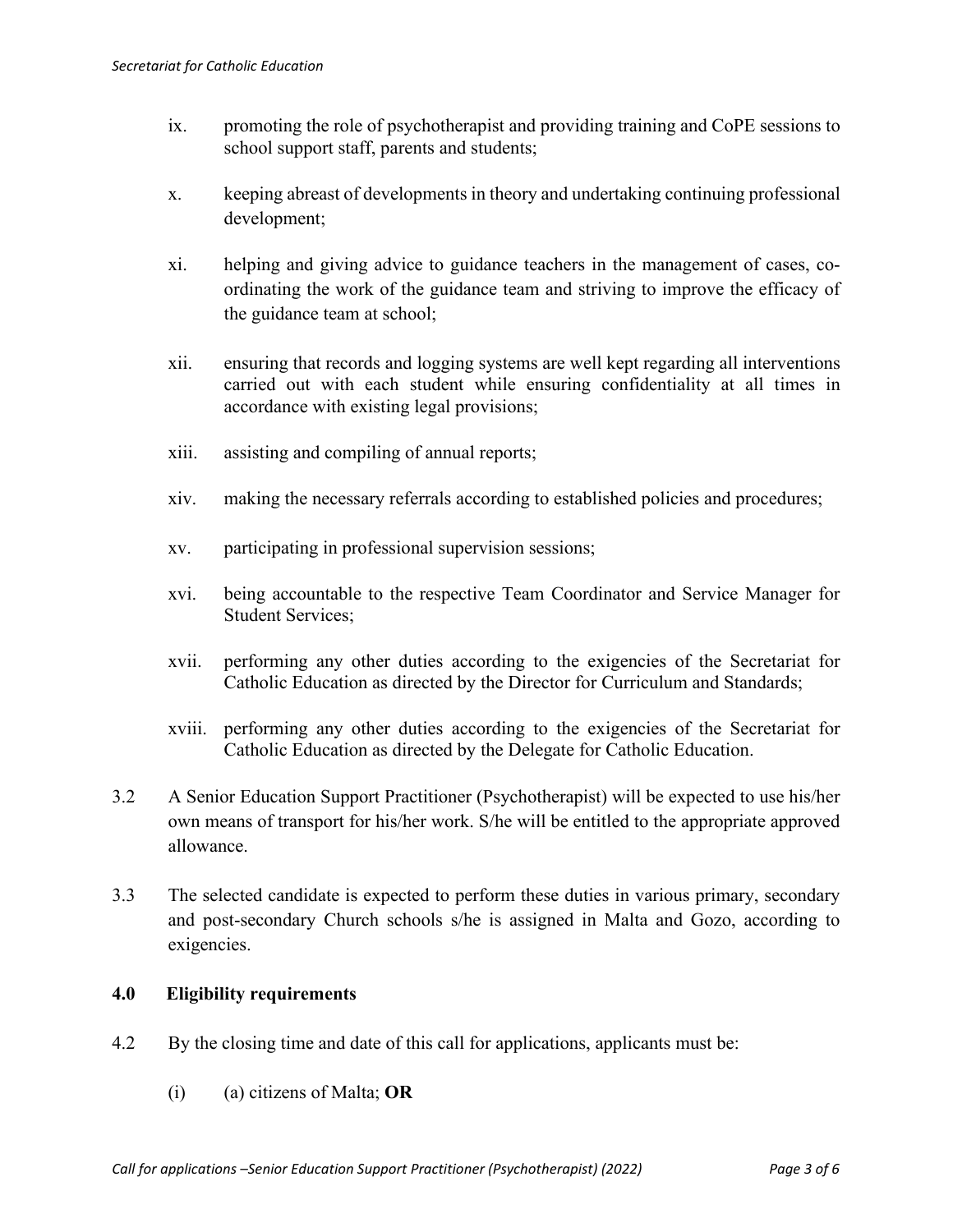ix. promoting the role of psychotherapist and providing training and CoPE sessions to school support staff, parents and students;

x. keeping abreast of developments in theory and undertaking continuing professional development;

xi. helping and giving advice to guidance teachers in the management of cases, co-ordinating the work of the guidance team and striving to improve the efficacy of the guidance team at school;

xii. ensuring that records and logging systems are well kept regarding all interventions carried out with each student while ensuring confidentiality at all times in accordance with existing legal provisions;

xiii. assisting and compiling of annual reports;

xiv. making the necessary referrals according to established policies and procedures;

xv. participating in professional supervision sessions;

xvi. being accountable to the respective Team Coordinator and Service Manager for Student Services;

xvii. performing any other duties according to the exigencies of the Secretariat for Catholic Education as directed by the Director for Curriculum and Standards;

xviii. performing any other duties according to the exigencies of the Secretariat for Catholic Education as directed by the Delegate for Catholic Education.

3.2 A Senior Education Support Practitioner (Psychotherapist) will be expected to use his/her own means of transport for his/her work. S/he will be entitled to the appropriate approved allowance.

3.3 The selected candidate is expected to perform these duties in various primary, secondary and post-secondary Church schools s/he is assigned in Malta and Gozo, according to exigencies.

## 4.0 Eligibility requirements

4.2 By the closing time and date of this call for applications, applicants must be:

(i) (a) citizens of Malta; **OR**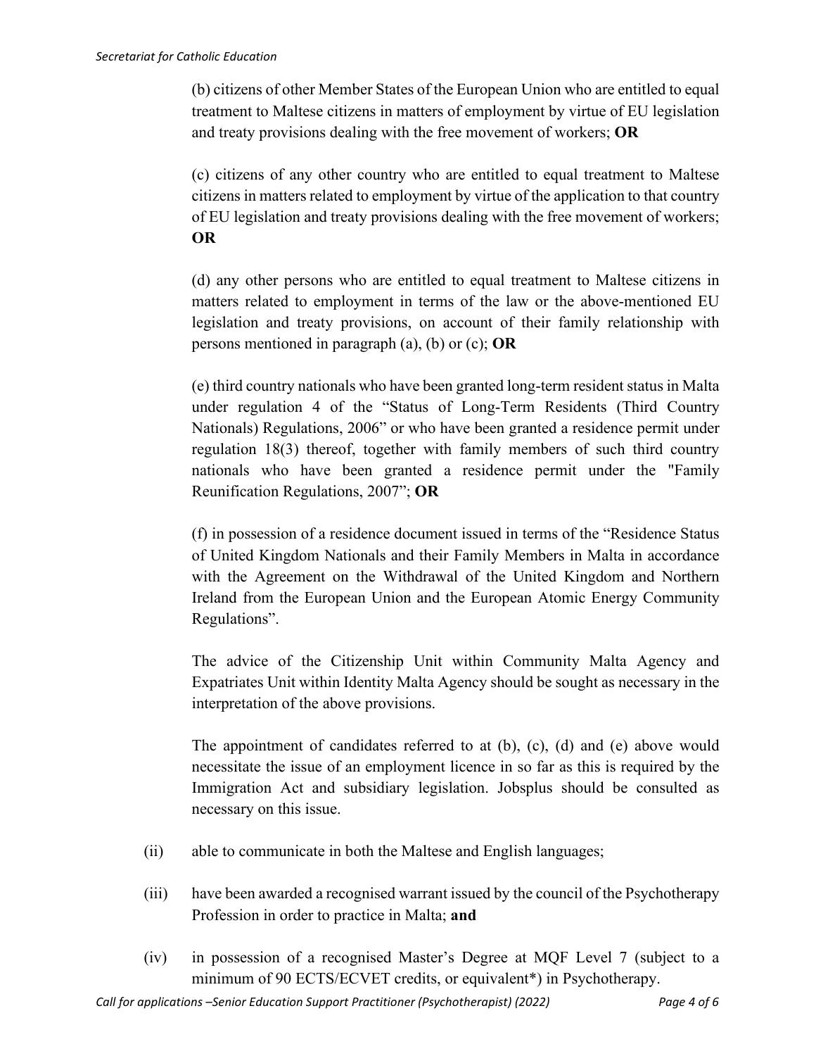(b) citizens of other Member States of the European Union who are entitled to equal treatment to Maltese citizens in matters of employment by virtue of EU legislation and treaty provisions dealing with the free movement of workers; **OR**

(c) citizens of any other country who are entitled to equal treatment to Maltese citizens in matters related to employment by virtue of the application to that country of EU legislation and treaty provisions dealing with the free movement of workers; **OR**

(d) any other persons who are entitled to equal treatment to Maltese citizens in matters related to employment in terms of the law or the above-mentioned EU legislation and treaty provisions, on account of their family relationship with persons mentioned in paragraph (a), (b) or (c); **OR**

(e) third country nationals who have been granted long-term resident status in Malta under regulation 4 of the "Status of Long-Term Residents (Third Country Nationals) Regulations, 2006" or who have been granted a residence permit under regulation 18(3) thereof, together with family members of such third country nationals who have been granted a residence permit under the "Family Reunification Regulations, 2007"; **OR**

(f) in possession of a residence document issued in terms of the "Residence Status of United Kingdom Nationals and their Family Members in Malta in accordance with the Agreement on the Withdrawal of the United Kingdom and Northern Ireland from the European Union and the European Atomic Energy Community Regulations".

The advice of the Citizenship Unit within Community Malta Agency and Expatriates Unit within Identity Malta Agency should be sought as necessary in the interpretation of the above provisions.

The appointment of candidates referred to at (b), (c), (d) and (e) above would necessitate the issue of an employment licence in so far as this is required by the Immigration Act and subsidiary legislation. Jobsplus should be consulted as necessary on this issue.

(ii) able to communicate in both the Maltese and English languages;

(iii) have been awarded a recognised warrant issued by the council of the Psychotherapy Profession in order to practice in Malta; **and**

(iv) in possession of a recognised Master's Degree at MQF Level 7 (subject to a minimum of 90 ECTS/ECVET credits, or equivalent*) in Psychotherapy.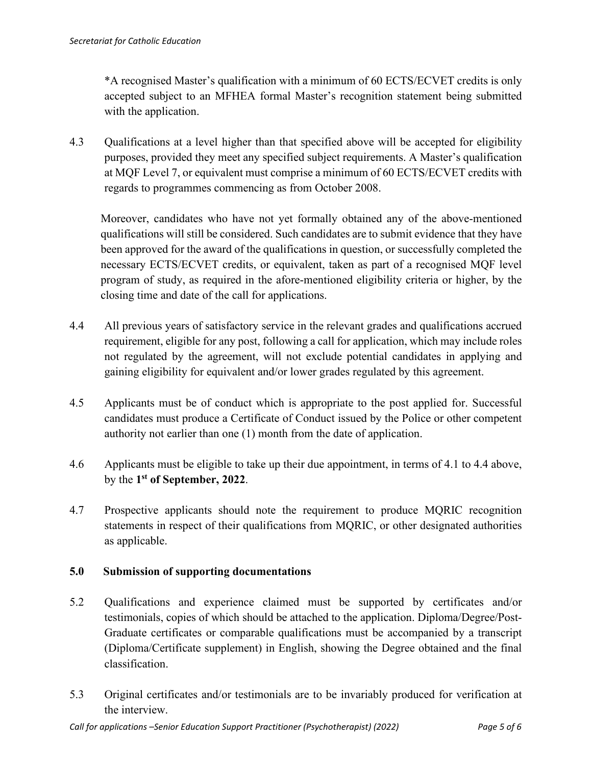*A recognised Master's qualification with a minimum of 60 ECTS/ECVET credits is only accepted subject to an MFHEA formal Master's recognition statement being submitted with the application.

4.3 Qualifications at a level higher than that specified above will be accepted for eligibility purposes, provided they meet any specified subject requirements. A Master's qualification at MQF Level 7, or equivalent must comprise a minimum of 60 ECTS/ECVET credits with regards to programmes commencing as from October 2008.

Moreover, candidates who have not yet formally obtained any of the above-mentioned qualifications will still be considered. Such candidates are to submit evidence that they have been approved for the award of the qualifications in question, or successfully completed the necessary ECTS/ECVET credits, or equivalent, taken as part of a recognised MQF level program of study, as required in the afore-mentioned eligibility criteria or higher, by the closing time and date of the call for applications.

4.4 All previous years of satisfactory service in the relevant grades and qualifications accrued requirement, eligible for any post, following a call for application, which may include roles not regulated by the agreement, will not exclude potential candidates in applying and gaining eligibility for equivalent and/or lower grades regulated by this agreement.

4.5 Applicants must be of conduct which is appropriate to the post applied for. Successful candidates must produce a Certificate of Conduct issued by the Police or other competent authority not earlier than one (1) month from the date of application.

4.6 Applicants must be eligible to take up their due appointment, in terms of 4.1 to 4.4 above, by the **1st of September, 2022**.

4.7 Prospective applicants should note the requirement to produce MQRIC recognition statements in respect of their qualifications from MQRIC, or other designated authorities as applicable.

## 5.0 Submission of supporting documentations

5.2 Qualifications and experience claimed must be supported by certificates and/or testimonials, copies of which should be attached to the application. Diploma/Degree/Post-Graduate certificates or comparable qualifications must be accompanied by a transcript (Diploma/Certificate supplement) in English, showing the Degree obtained and the final classification.

5.3 Original certificates and/or testimonials are to be invariably produced for verification at the interview.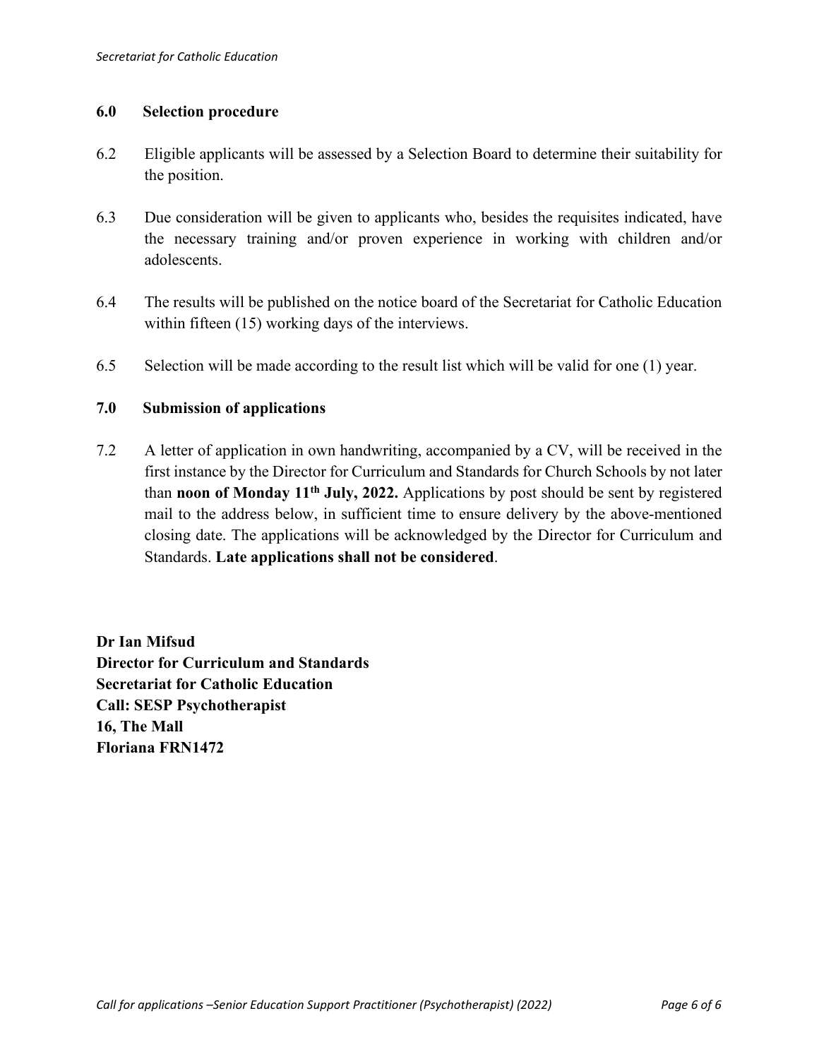## 6.0 Selection procedure

6.2 Eligible applicants will be assessed by a Selection Board to determine their suitability for the position.

6.3 Due consideration will be given to applicants who, besides the requisites indicated, have the necessary training and/or proven experience in working with children and/or adolescents.

6.4 The results will be published on the notice board of the Secretariat for Catholic Education within fifteen (15) working days of the interviews.

6.5 Selection will be made according to the result list which will be valid for one (1) year.

## 7.0 Submission of applications

7.2 A letter of application in own handwriting, accompanied by a CV, will be received in the first instance by the Director for Curriculum and Standards for Church Schools by not later than **noon of Monday 11th July, 2022.** Applications by post should be sent by registered mail to the address below, in sufficient time to ensure delivery by the above-mentioned closing date. The applications will be acknowledged by the Director for Curriculum and Standards. **Late applications shall not be considered**.

**Dr Ian Mifsud**
**Director for Curriculum and Standards**
**Secretariat for Catholic Education**
**Call: SESP Psychotherapist**
**16, The Mall**
**Floriana FRN1472**